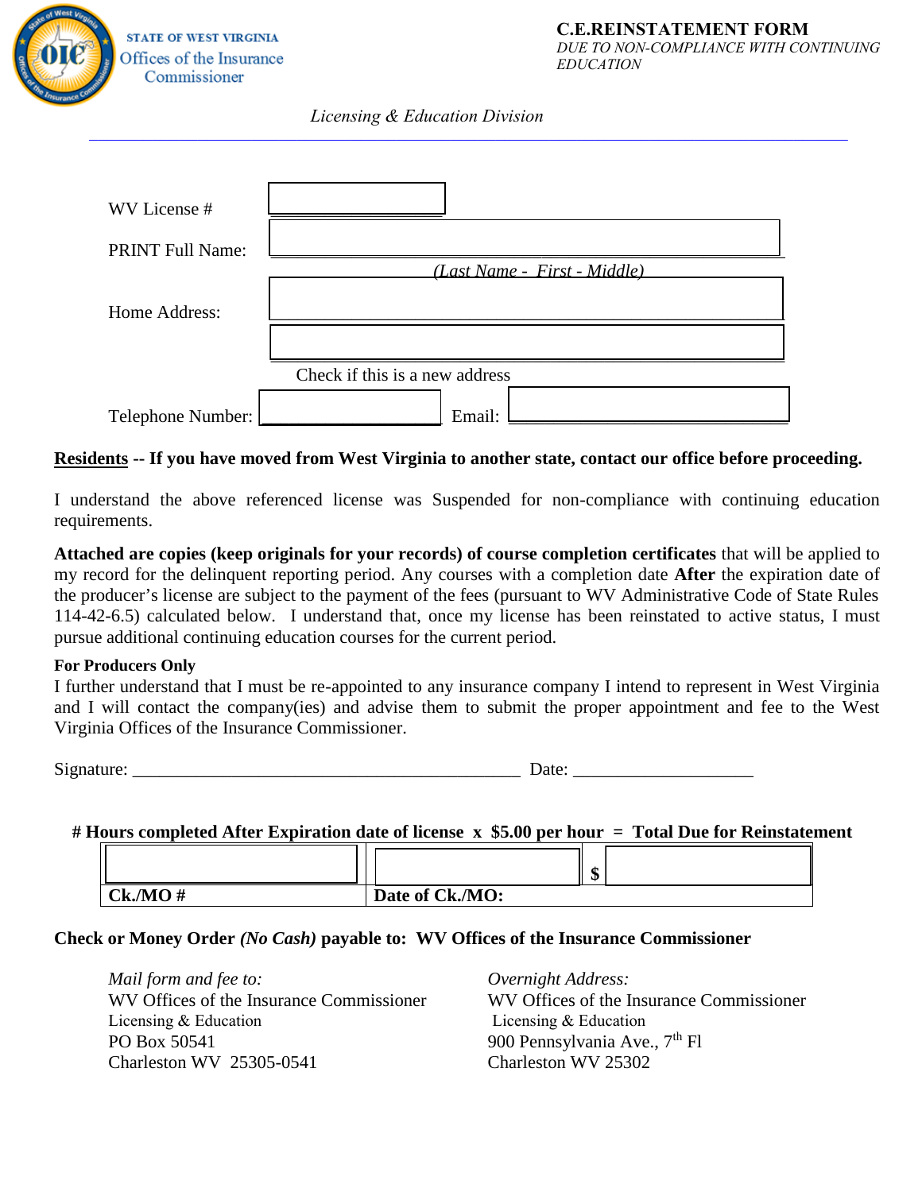STATE OF WEST VIRGINIA
Offices of the Insurance Commissioner

**C.E.REINSTATEMENT FORM**
*DUE TO NON-COMPLIANCE WITH CONTINUING EDUCATION*

*Licensing & Education Division*

WV License #

PRINT Full Name:
*(Last Name - First - Middle)*

Home Address:

Check if this is a new address

Telephone Number: Email:

**Residents -- If you have moved from West Virginia to another state, contact our office before proceeding.**

I understand the above referenced license was Suspended for non-compliance with continuing education requirements.

**Attached are copies (keep originals for your records) of course completion certificates** that will be applied to my record for the delinquent reporting period. Any courses with a completion date **After** the expiration date of the producer's license are subject to the payment of the fees (pursuant to WV Administrative Code of State Rules 114-42-6.5) calculated below. I understand that, once my license has been reinstated to active status, I must pursue additional continuing education courses for the current period.

**For Producers Only**
I further understand that I must be re-appointed to any insurance company I intend to represent in West Virginia and I will contact the company(ies) and advise them to submit the proper appointment and fee to the West Virginia Offices of the Insurance Commissioner.

Signature: ____________________________________________ Date: ____________________

**# Hours completed After Expiration date of license x $5.00 per hour = Total Due for Reinstatement**

| | | $ |
|---|---|---|
| **Ck./MO #** | **Date of Ck./MO:** | |

**Check or Money Order *(No Cash)* payable to: WV Offices of the Insurance Commissioner**

*Mail form and fee to:*
WV Offices of the Insurance Commissioner
Licensing & Education
PO Box 50541
Charleston WV 25305-0541

*Overnight Address:*
WV Offices of the Insurance Commissioner
Licensing & Education
900 Pennsylvania Ave., 7th Fl
Charleston WV 25302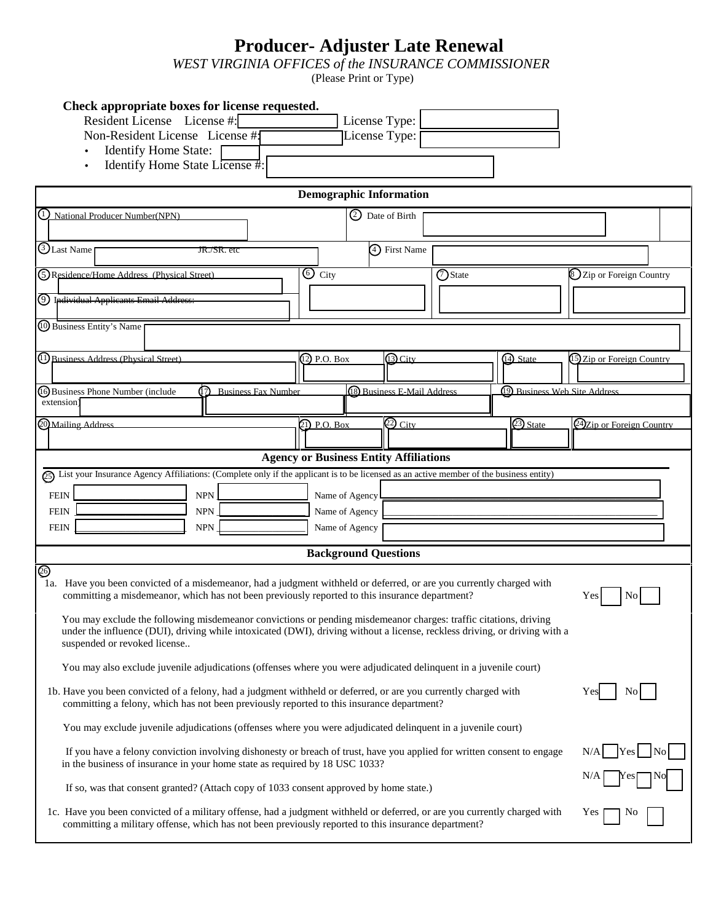# Producer- Adjuster Late Renewal

*WEST VIRGINIA OFFICES of the INSURANCE COMMISSIONER*

(Please Print or Type)

**Check appropriate boxes for license requested.**

Resident License License #: ______ License Type: ______

Non-Resident License License #: ______ License Type: ______

- Identify Home State: ______
- Identify Home State License #: ______

## Demographic Information

| | | | |
|---|---|---|---|
| (1) National Producer Number(NPN) | (2) Date of Birth | | |
| (3) Last Name JR./SR. etc | (4) First Name | | |
| (5) Residence/Home Address (Physical Street) | (6) City | (7) State | (8) Zip or Foreign Country |
| (9) Individual Applicants Email Address: | | | |
| (10) Business Entity's Name | | | |

| | | | | |
|---|---|---|---|---|
| (11) Business Address (Physical Street) | (12) P.O. Box | (13) City | (14) State | (15) Zip or Foreign Country |
| (16) Business Phone Number (include extension) | (17) Business Fax Number | (18) Business E-Mail Address | (19) Business Web Site Address | |
| (20) Mailing Address | (21) P.O. Box | (22) City | (23) State | (24) Zip or Foreign Country |

## Agency or Business Entity Affiliations

(25) List your Insurance Agency Affiliations: (Complete only if the applicant is to be licensed as an active member of the business entity)

| FEIN | NPN | Name of Agency |
|---|---|---|
| | | |
| | | |
| | | |

## Background Questions

(26)

1a. Have you been convicted of a misdemeanor, had a judgment withheld or deferred, or are you currently charged with committing a misdemeanor, which has not been previously reported to this insurance department? Yes ☐ No ☐

You may exclude the following misdemeanor convictions or pending misdemeanor charges: traffic citations, driving under the influence (DUI), driving while intoxicated (DWI), driving without a license, reckless driving, or driving with a suspended or revoked license..

You may also exclude juvenile adjudications (offenses where you were adjudicated delinquent in a juvenile court)

1b. Have you been convicted of a felony, had a judgment withheld or deferred, or are you currently charged with committing a felony, which has not been previously reported to this insurance department? Yes ☐ No ☐

You may exclude juvenile adjudications (offenses where you were adjudicated delinquent in a juvenile court)

If you have a felony conviction involving dishonesty or breach of trust, have you applied for written consent to engage in the business of insurance in your home state as required by 18 USC 1033? N/A ☐ Yes ☐ No ☐

If so, was that consent granted? (Attach copy of 1033 consent approved by home state.) N/A ☐ Yes ☐ No ☐

1c. Have you been convicted of a military offense, had a judgment withheld or deferred, or are you currently charged with committing a military offense, which has not been previously reported to this insurance department? Yes ☐ No ☐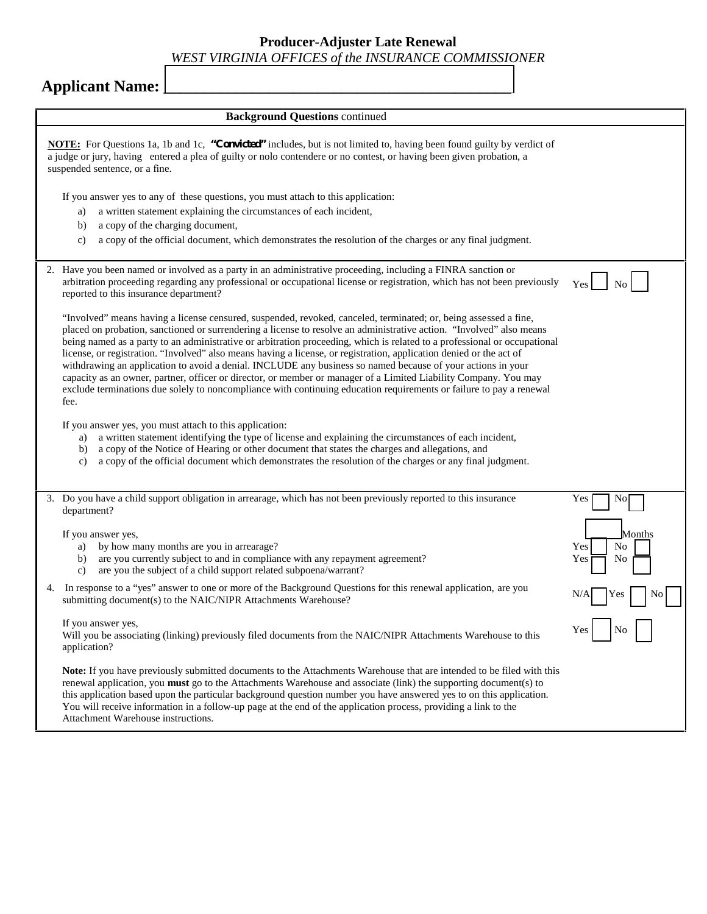**Producer-Adjuster Late Renewal**
*WEST VIRGINIA OFFICES of the INSURANCE COMMISSIONER*

**Applicant Name:** ______________________________________________

**Background Questions** continued

**NOTE:** For Questions 1a, 1b and 1c, ***"Convicted"*** includes, but is not limited to, having been found guilty by verdict of a judge or jury, having entered a plea of guilty or nolo contendere or no contest, or having been given probation, a suspended sentence, or a fine.

If you answer yes to any of these questions, you must attach to this application:

a) a written statement explaining the circumstances of each incident,
b) a copy of the charging document,
c) a copy of the official document, which demonstrates the resolution of the charges or any final judgment.

2. Have you been named or involved as a party in an administrative proceeding, including a FINRA sanction or arbitration proceeding regarding any professional or occupational license or registration, which has not been previously reported to this insurance department? Yes ☐ No ☐

   "Involved" means having a license censured, suspended, revoked, canceled, terminated; or, being assessed a fine, placed on probation, sanctioned or surrendering a license to resolve an administrative action. "Involved" also means being named as a party to an administrative or arbitration proceeding, which is related to a professional or occupational license, or registration. "Involved" also means having a license, or registration, application denied or the act of withdrawing an application to avoid a denial. INCLUDE any business so named because of your actions in your capacity as an owner, partner, officer or director, or member or manager of a Limited Liability Company. You may exclude terminations due solely to noncompliance with continuing education requirements or failure to pay a renewal fee.

   If you answer yes, you must attach to this application:
   a) a written statement identifying the type of license and explaining the circumstances of each incident,
   b) a copy of the Notice of Hearing or other document that states the charges and allegations, and
   c) a copy of the official document which demonstrates the resolution of the charges or any final judgment.

3. Do you have a child support obligation in arrearage, which has not been previously reported to this insurance department? Yes ☐ No ☐

   If you answer yes,
   a) by how many months are you in arrearage? ☐ Months
   b) are you currently subject to and in compliance with any repayment agreement? Yes ☐ No ☐
   c) are you the subject of a child support related subpoena/warrant? Yes ☐ No ☐

4. In response to a "yes" answer to one or more of the Background Questions for this renewal application, are you submitting document(s) to the NAIC/NIPR Attachments Warehouse? N/A ☐ Yes ☐ No ☐

   If you answer yes,
   Will you be associating (linking) previously filed documents from the NAIC/NIPR Attachments Warehouse to this application? Yes ☐ No ☐

   **Note:** If you have previously submitted documents to the Attachments Warehouse that are intended to be filed with this renewal application, you **must** go to the Attachments Warehouse and associate (link) the supporting document(s) to this application based upon the particular background question number you have answered yes to on this application. You will receive information in a follow-up page at the end of the application process, providing a link to the Attachment Warehouse instructions.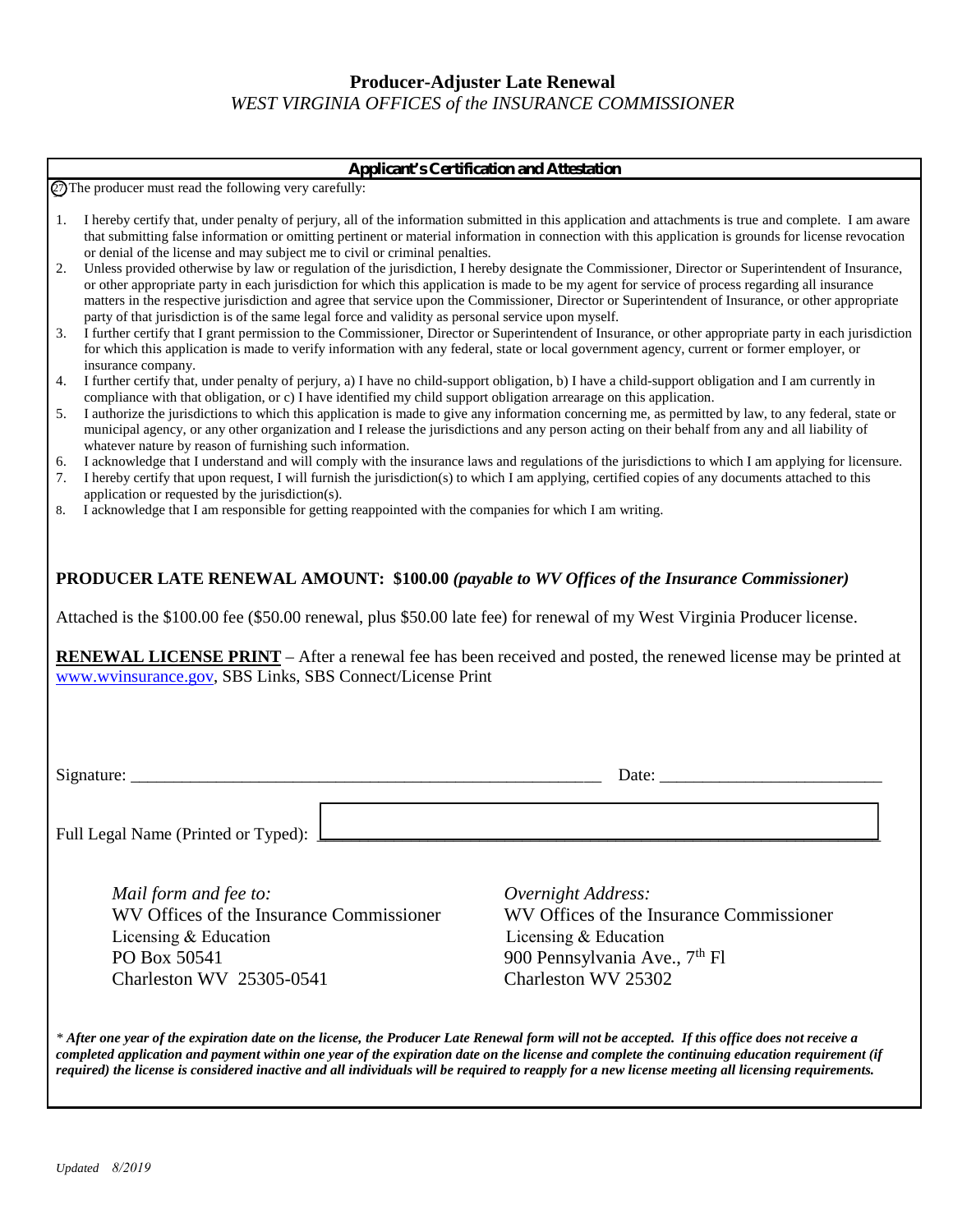# Producer-Adjuster Late Renewal

*WEST VIRGINIA OFFICES of the INSURANCE COMMISSIONER*

## Applicant's Certification and Attestation

(27) The producer must read the following very carefully:

1. I hereby certify that, under penalty of perjury, all of the information submitted in this application and attachments is true and complete. I am aware that submitting false information or omitting pertinent or material information in connection with this application is grounds for license revocation or denial of the license and may subject me to civil or criminal penalties.
2. Unless provided otherwise by law or regulation of the jurisdiction, I hereby designate the Commissioner, Director or Superintendent of Insurance, or other appropriate party in each jurisdiction for which this application is made to be my agent for service of process regarding all insurance matters in the respective jurisdiction and agree that service upon the Commissioner, Director or Superintendent of Insurance, or other appropriate party of that jurisdiction is of the same legal force and validity as personal service upon myself.
3. I further certify that I grant permission to the Commissioner, Director or Superintendent of Insurance, or other appropriate party in each jurisdiction for which this application is made to verify information with any federal, state or local government agency, current or former employer, or insurance company.
4. I further certify that, under penalty of perjury, a) I have no child-support obligation, b) I have a child-support obligation and I am currently in compliance with that obligation, or c) I have identified my child support obligation arrearage on this application.
5. I authorize the jurisdictions to which this application is made to give any information concerning me, as permitted by law, to any federal, state or municipal agency, or any other organization and I release the jurisdictions and any person acting on their behalf from any and all liability of whatever nature by reason of furnishing such information.
6. I acknowledge that I understand and will comply with the insurance laws and regulations of the jurisdictions to which I am applying for licensure.
7. I hereby certify that upon request, I will furnish the jurisdiction(s) to which I am applying, certified copies of any documents attached to this application or requested by the jurisdiction(s).
8. I acknowledge that I am responsible for getting reappointed with the companies for which I am writing.

**PRODUCER LATE RENEWAL AMOUNT: $100.00** ***(payable to WV Offices of the Insurance Commissioner)***

Attached is the $100.00 fee ($50.00 renewal, plus $50.00 late fee) for renewal of my West Virginia Producer license.

**RENEWAL LICENSE PRINT** – After a renewal fee has been received and posted, the renewed license may be printed at www.wvinsurance.gov, SBS Links, SBS Connect/License Print

Signature: ______________________________ Date: ________________

Full Legal Name (Printed or Typed): ______________________________

*Mail form and fee to:*
WV Offices of the Insurance Commissioner
Licensing & Education
PO Box 50541
Charleston WV 25305-0541

*Overnight Address:*
WV Offices of the Insurance Commissioner
Licensing & Education
900 Pennsylvania Ave., 7th Fl
Charleston WV 25302

***\* After one year of the expiration date on the license, the Producer Late Renewal form will not be accepted. If this office does not receive a completed application and payment within one year of the expiration date on the license and complete the continuing education requirement (if required) the license is considered inactive and all individuals will be required to reapply for a new license meeting all licensing requirements.***

*Updated 8/2019*